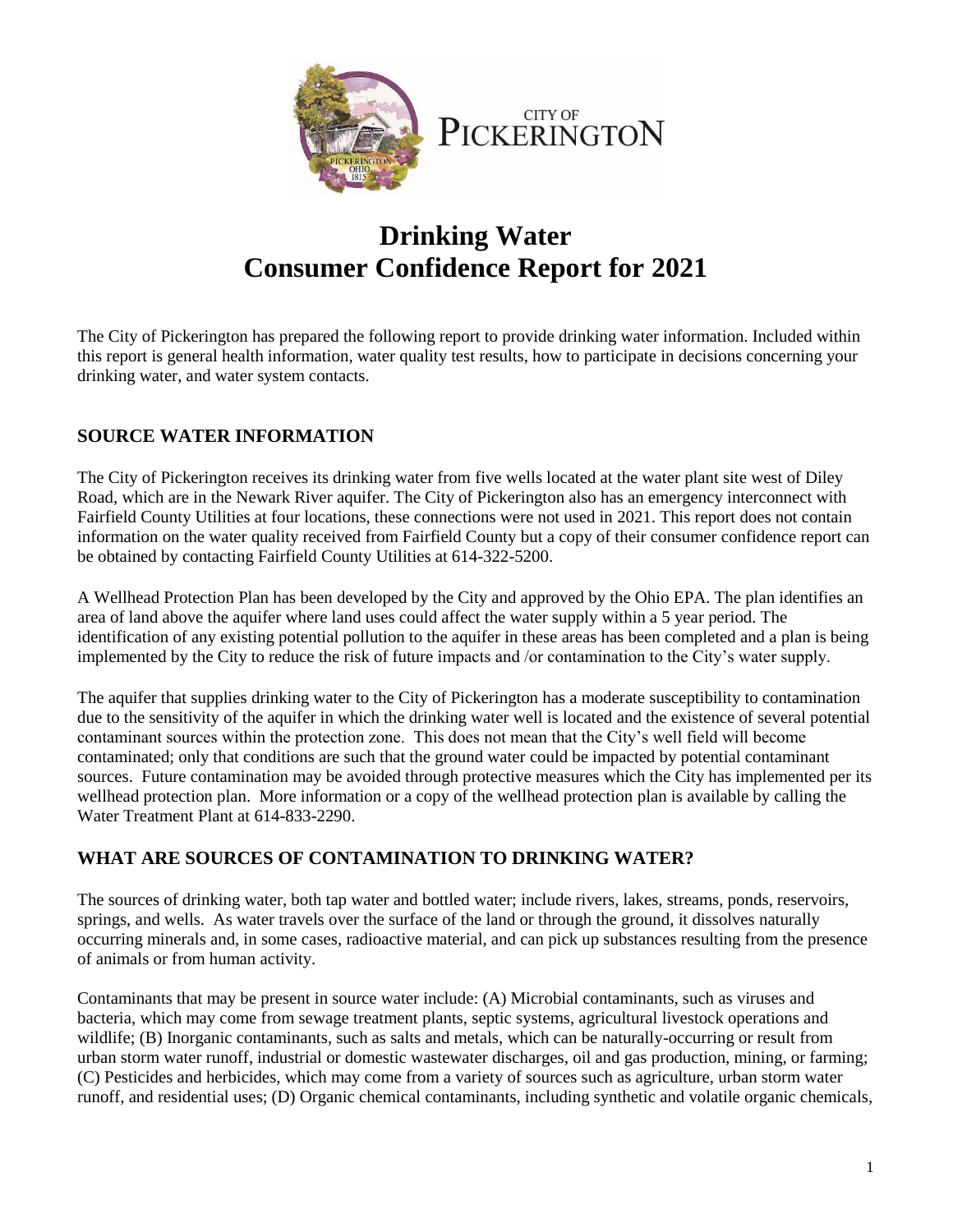CITY OF PICKERINGTON

# Drinking Water Consumer Confidence Report for 2021

The City of Pickerington has prepared the following report to provide drinking water information. Included within this report is general health information, water quality test results, how to participate in decisions concerning your drinking water, and water system contacts.

## SOURCE WATER INFORMATION

The City of Pickerington receives its drinking water from five wells located at the water plant site west of Diley Road, which are in the Newark River aquifer. The City of Pickerington also has an emergency interconnect with Fairfield County Utilities at four locations, these connections were not used in 2021. This report does not contain information on the water quality received from Fairfield County but a copy of their consumer confidence report can be obtained by contacting Fairfield County Utilities at 614-322-5200.

A Wellhead Protection Plan has been developed by the City and approved by the Ohio EPA. The plan identifies an area of land above the aquifer where land uses could affect the water supply within a 5 year period. The identification of any existing potential pollution to the aquifer in these areas has been completed and a plan is being implemented by the City to reduce the risk of future impacts and /or contamination to the City's water supply.

The aquifer that supplies drinking water to the City of Pickerington has a moderate susceptibility to contamination due to the sensitivity of the aquifer in which the drinking water well is located and the existence of several potential contaminant sources within the protection zone. This does not mean that the City's well field will become contaminated; only that conditions are such that the ground water could be impacted by potential contaminant sources. Future contamination may be avoided through protective measures which the City has implemented per its wellhead protection plan. More information or a copy of the wellhead protection plan is available by calling the Water Treatment Plant at 614-833-2290.

## WHAT ARE SOURCES OF CONTAMINATION TO DRINKING WATER?

The sources of drinking water, both tap water and bottled water; include rivers, lakes, streams, ponds, reservoirs, springs, and wells. As water travels over the surface of the land or through the ground, it dissolves naturally occurring minerals and, in some cases, radioactive material, and can pick up substances resulting from the presence of animals or from human activity.

Contaminants that may be present in source water include: (A) Microbial contaminants, such as viruses and bacteria, which may come from sewage treatment plants, septic systems, agricultural livestock operations and wildlife; (B) Inorganic contaminants, such as salts and metals, which can be naturally-occurring or result from urban storm water runoff, industrial or domestic wastewater discharges, oil and gas production, mining, or farming; (C) Pesticides and herbicides, which may come from a variety of sources such as agriculture, urban storm water runoff, and residential uses; (D) Organic chemical contaminants, including synthetic and volatile organic chemicals,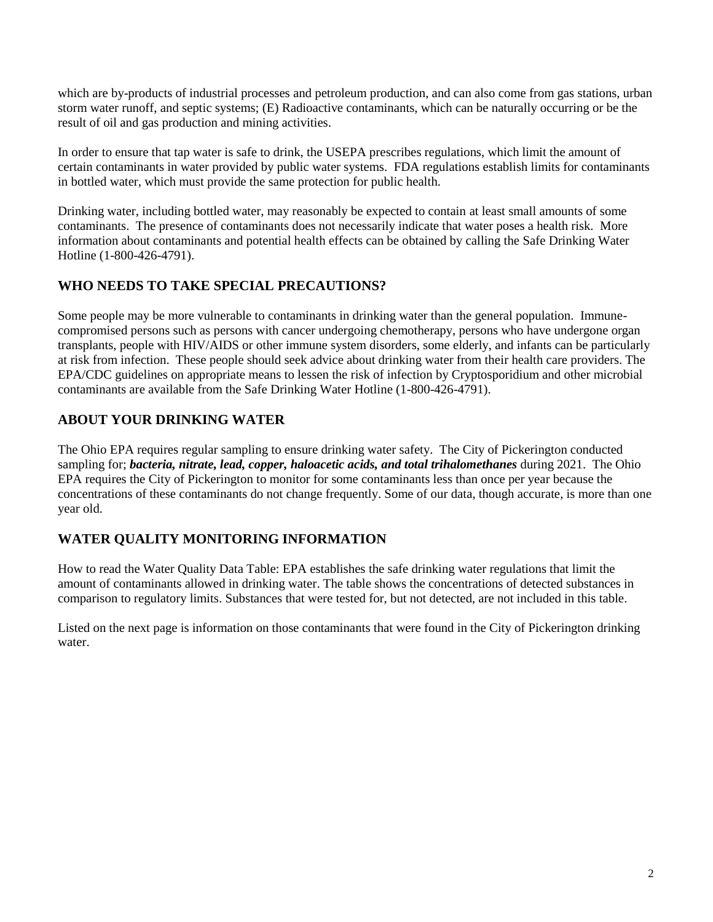which are by-products of industrial processes and petroleum production, and can also come from gas stations, urban storm water runoff, and septic systems; (E) Radioactive contaminants, which can be naturally occurring or be the result of oil and gas production and mining activities.

In order to ensure that tap water is safe to drink, the USEPA prescribes regulations, which limit the amount of certain contaminants in water provided by public water systems. FDA regulations establish limits for contaminants in bottled water, which must provide the same protection for public health.

Drinking water, including bottled water, may reasonably be expected to contain at least small amounts of some contaminants. The presence of contaminants does not necessarily indicate that water poses a health risk. More information about contaminants and potential health effects can be obtained by calling the Safe Drinking Water Hotline (1-800-426-4791).

## WHO NEEDS TO TAKE SPECIAL PRECAUTIONS?

Some people may be more vulnerable to contaminants in drinking water than the general population. Immune-compromised persons such as persons with cancer undergoing chemotherapy, persons who have undergone organ transplants, people with HIV/AIDS or other immune system disorders, some elderly, and infants can be particularly at risk from infection. These people should seek advice about drinking water from their health care providers. The EPA/CDC guidelines on appropriate means to lessen the risk of infection by Cryptosporidium and other microbial contaminants are available from the Safe Drinking Water Hotline (1-800-426-4791).

## ABOUT YOUR DRINKING WATER

The Ohio EPA requires regular sampling to ensure drinking water safety. The City of Pickerington conducted sampling for; ***bacteria, nitrate, lead, copper, haloacetic acids, and total trihalomethanes*** during 2021. The Ohio EPA requires the City of Pickerington to monitor for some contaminants less than once per year because the concentrations of these contaminants do not change frequently. Some of our data, though accurate, is more than one year old.

## WATER QUALITY MONITORING INFORMATION

How to read the Water Quality Data Table: EPA establishes the safe drinking water regulations that limit the amount of contaminants allowed in drinking water. The table shows the concentrations of detected substances in comparison to regulatory limits. Substances that were tested for, but not detected, are not included in this table.

Listed on the next page is information on those contaminants that were found in the City of Pickerington drinking water.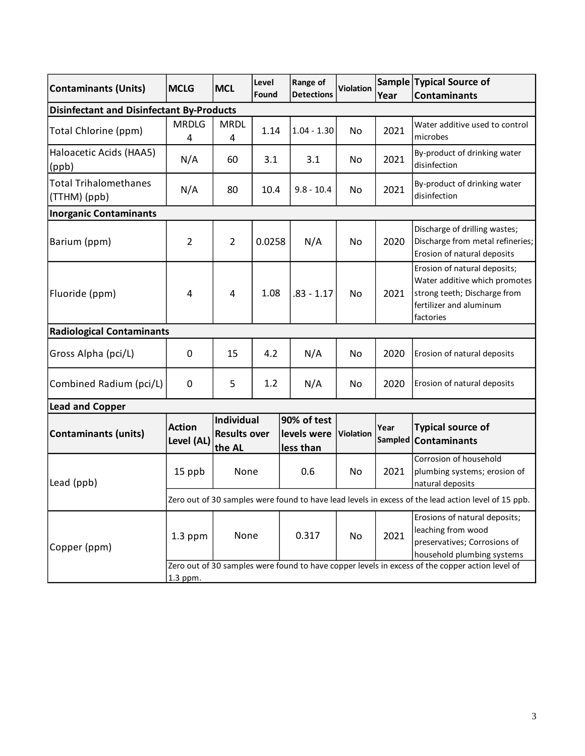| Contaminants (Units) | MCLG | MCL | Level Found | Range of Detections | Violation | Sample Year | Typical Source of Contaminants |
|---|---|---|---|---|---|---|---|
| **Disinfectant and Disinfectant By-Products** | | | | | | | |
| Total Chlorine (ppm) | MRDLG 4 | MRDL 4 | 1.14 | 1.04 - 1.30 | No | 2021 | Water additive used to control microbes |
| Haloacetic Acids (HAA5) (ppb) | N/A | 60 | 3.1 | 3.1 | No | 2021 | By-product of drinking water disinfection |
| Total Trihalomethanes (TTHM) (ppb) | N/A | 80 | 10.4 | 9.8 - 10.4 | No | 2021 | By-product of drinking water disinfection |
| **Inorganic Contaminants** | | | | | | | |
| Barium (ppm) | 2 | 2 | 0.0258 | N/A | No | 2020 | Discharge of drilling wastes; Discharge from metal refineries; Erosion of natural deposits |
| Fluoride (ppm) | 4 | 4 | 1.08 | .83 - 1.17 | No | 2021 | Erosion of natural deposits; Water additive which promotes strong teeth; Discharge from fertilizer and aluminum factories |
| **Radiological Contaminants** | | | | | | | |
| Gross Alpha (pci/L) | 0 | 15 | 4.2 | N/A | No | 2020 | Erosion of natural deposits |
| Combined Radium (pci/L) | 0 | 5 | 1.2 | N/A | No | 2020 | Erosion of natural deposits |

**Lead and Copper**

| Contaminants (units) | Action Level (AL) | Individual Results over the AL | 90% of test levels were less than | Violation | Year Sampled | Typical source of Contaminants |
|---|---|---|---|---|---|---|
| Lead (ppb) | 15 ppb | None | 0.6 | No | 2021 | Corrosion of household plumbing systems; erosion of natural deposits |
| | Zero out of 30 samples were found to have lead levels in excess of the lead action level of 15 ppb. | | | | | |
| Copper (ppm) | 1.3 ppm | None | 0.317 | No | 2021 | Erosions of natural deposits; leaching from wood preservatives; Corrosions of household plumbing systems |
| | Zero out of 30 samples were found to have copper levels in excess of the copper action level of 1.3 ppm. | | | | | |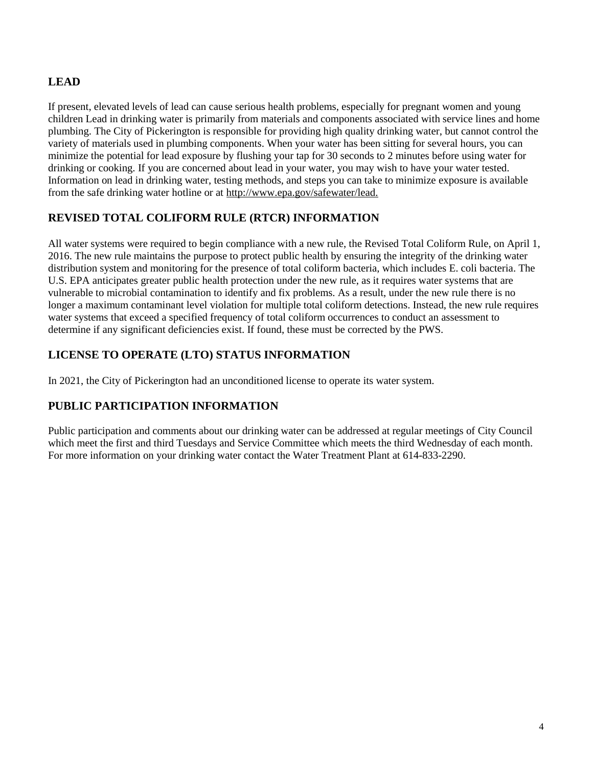## LEAD

If present, elevated levels of lead can cause serious health problems, especially for pregnant women and young children Lead in drinking water is primarily from materials and components associated with service lines and home plumbing. The City of Pickerington is responsible for providing high quality drinking water, but cannot control the variety of materials used in plumbing components. When your water has been sitting for several hours, you can minimize the potential for lead exposure by flushing your tap for 30 seconds to 2 minutes before using water for drinking or cooking. If you are concerned about lead in your water, you may wish to have your water tested. Information on lead in drinking water, testing methods, and steps you can take to minimize exposure is available from the safe drinking water hotline or at http://www.epa.gov/safewater/lead.

## REVISED TOTAL COLIFORM RULE (RTCR) INFORMATION

All water systems were required to begin compliance with a new rule, the Revised Total Coliform Rule, on April 1, 2016. The new rule maintains the purpose to protect public health by ensuring the integrity of the drinking water distribution system and monitoring for the presence of total coliform bacteria, which includes E. coli bacteria. The U.S. EPA anticipates greater public health protection under the new rule, as it requires water systems that are vulnerable to microbial contamination to identify and fix problems. As a result, under the new rule there is no longer a maximum contaminant level violation for multiple total coliform detections. Instead, the new rule requires water systems that exceed a specified frequency of total coliform occurrences to conduct an assessment to determine if any significant deficiencies exist. If found, these must be corrected by the PWS.

## LICENSE TO OPERATE (LTO) STATUS INFORMATION

In 2021, the City of Pickerington had an unconditioned license to operate its water system.

## PUBLIC PARTICIPATION INFORMATION

Public participation and comments about our drinking water can be addressed at regular meetings of City Council which meet the first and third Tuesdays and Service Committee which meets the third Wednesday of each month. For more information on your drinking water contact the Water Treatment Plant at 614-833-2290.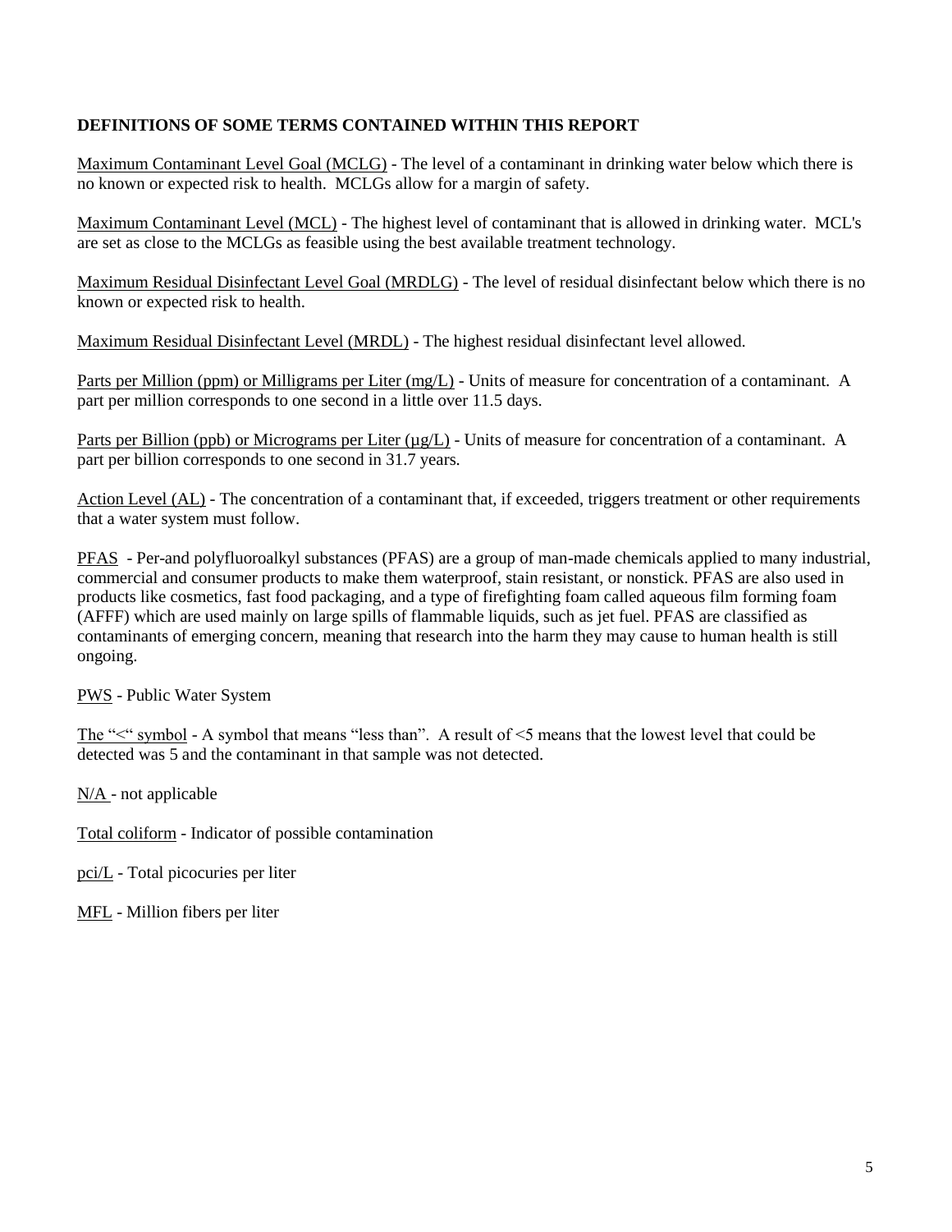**DEFINITIONS OF SOME TERMS CONTAINED WITHIN THIS REPORT**

Maximum Contaminant Level Goal (MCLG) - The level of a contaminant in drinking water below which there is no known or expected risk to health. MCLGs allow for a margin of safety.

Maximum Contaminant Level (MCL) - The highest level of contaminant that is allowed in drinking water. MCL's are set as close to the MCLGs as feasible using the best available treatment technology.

Maximum Residual Disinfectant Level Goal (MRDLG) - The level of residual disinfectant below which there is no known or expected risk to health.

Maximum Residual Disinfectant Level (MRDL) - The highest residual disinfectant level allowed.

Parts per Million (ppm) or Milligrams per Liter (mg/L) - Units of measure for concentration of a contaminant. A part per million corresponds to one second in a little over 11.5 days.

Parts per Billion (ppb) or Micrograms per Liter (µg/L) - Units of measure for concentration of a contaminant. A part per billion corresponds to one second in 31.7 years.

Action Level (AL) - The concentration of a contaminant that, if exceeded, triggers treatment or other requirements that a water system must follow.

PFAS - Per-and polyfluoroalkyl substances (PFAS) are a group of man-made chemicals applied to many industrial, commercial and consumer products to make them waterproof, stain resistant, or nonstick. PFAS are also used in products like cosmetics, fast food packaging, and a type of firefighting foam called aqueous film forming foam (AFFF) which are used mainly on large spills of flammable liquids, such as jet fuel. PFAS are classified as contaminants of emerging concern, meaning that research into the harm they may cause to human health is still ongoing.

PWS - Public Water System

The "<" symbol - A symbol that means "less than". A result of <5 means that the lowest level that could be detected was 5 and the contaminant in that sample was not detected.

N/A - not applicable

Total coliform - Indicator of possible contamination

pci/L - Total picocuries per liter

MFL - Million fibers per liter